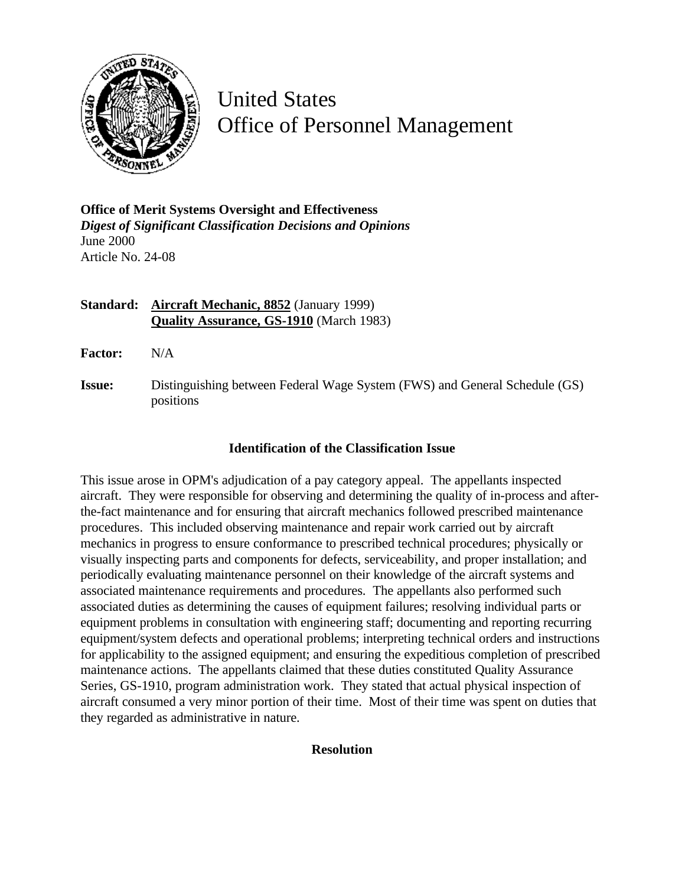# United States
# Office of Personnel Management

**Office of Merit Systems Oversight and Effectiveness**
***Digest of Significant Classification Decisions and Opinions***
June 2000
Article No. 24-08

**Standard:** **Aircraft Mechanic, 8852** (January 1999)
**Quality Assurance, GS-1910** (March 1983)

**Factor:** N/A

**Issue:** Distinguishing between Federal Wage System (FWS) and General Schedule (GS) positions

### Identification of the Classification Issue

This issue arose in OPM's adjudication of a pay category appeal. The appellants inspected aircraft. They were responsible for observing and determining the quality of in-process and after-the-fact maintenance and for ensuring that aircraft mechanics followed prescribed maintenance procedures. This included observing maintenance and repair work carried out by aircraft mechanics in progress to ensure conformance to prescribed technical procedures; physically or visually inspecting parts and components for defects, serviceability, and proper installation; and periodically evaluating maintenance personnel on their knowledge of the aircraft systems and associated maintenance requirements and procedures. The appellants also performed such associated duties as determining the causes of equipment failures; resolving individual parts or equipment problems in consultation with engineering staff; documenting and reporting recurring equipment/system defects and operational problems; interpreting technical orders and instructions for applicability to the assigned equipment; and ensuring the expeditious completion of prescribed maintenance actions. The appellants claimed that these duties constituted Quality Assurance Series, GS-1910, program administration work. They stated that actual physical inspection of aircraft consumed a very minor portion of their time. Most of their time was spent on duties that they regarded as administrative in nature.

### Resolution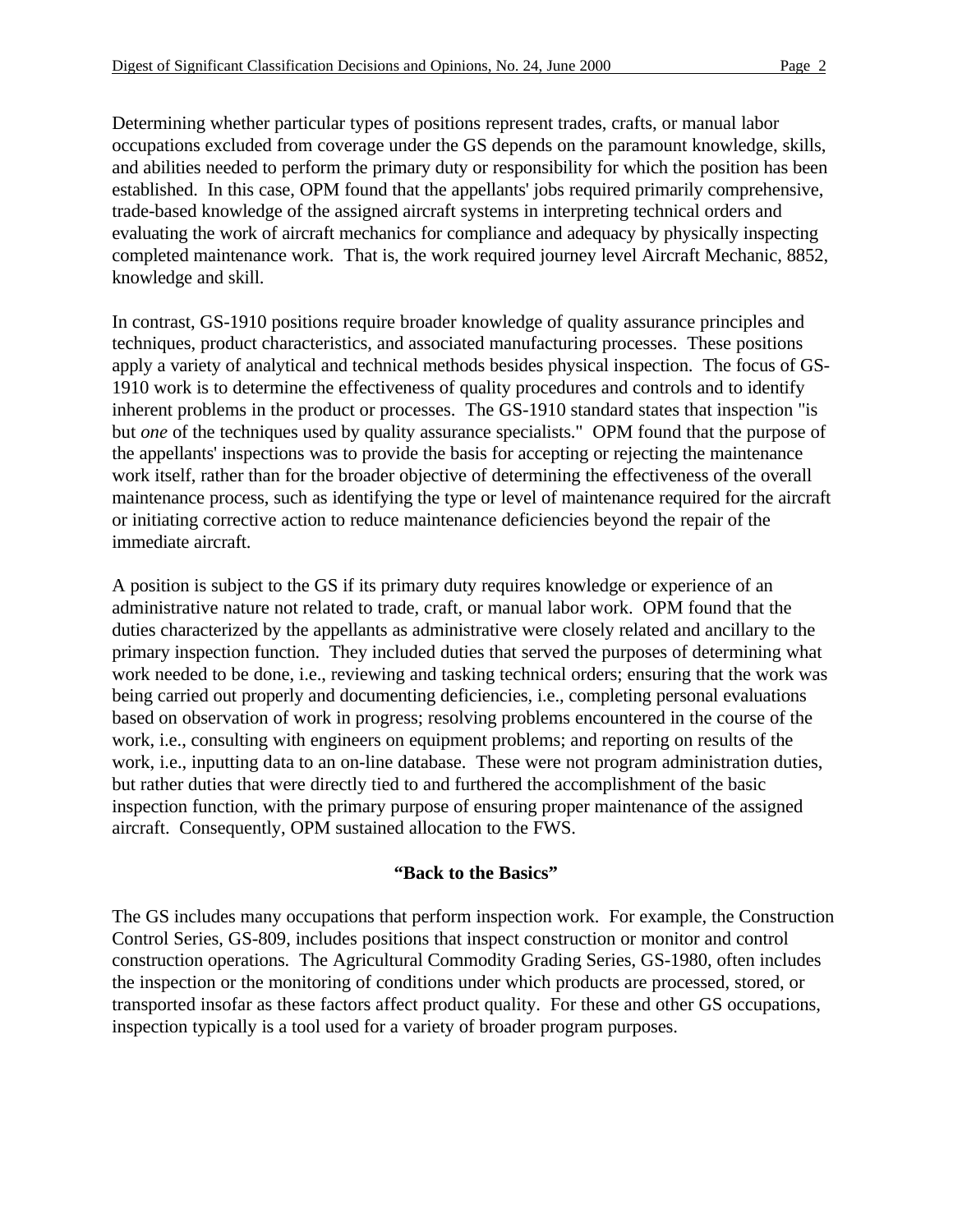Determining whether particular types of positions represent trades, crafts, or manual labor occupations excluded from coverage under the GS depends on the paramount knowledge, skills, and abilities needed to perform the primary duty or responsibility for which the position has been established. In this case, OPM found that the appellants' jobs required primarily comprehensive, trade-based knowledge of the assigned aircraft systems in interpreting technical orders and evaluating the work of aircraft mechanics for compliance and adequacy by physically inspecting completed maintenance work. That is, the work required journey level Aircraft Mechanic, 8852, knowledge and skill.

In contrast, GS-1910 positions require broader knowledge of quality assurance principles and techniques, product characteristics, and associated manufacturing processes. These positions apply a variety of analytical and technical methods besides physical inspection. The focus of GS-1910 work is to determine the effectiveness of quality procedures and controls and to identify inherent problems in the product or processes. The GS-1910 standard states that inspection "is but *one* of the techniques used by quality assurance specialists." OPM found that the purpose of the appellants' inspections was to provide the basis for accepting or rejecting the maintenance work itself, rather than for the broader objective of determining the effectiveness of the overall maintenance process, such as identifying the type or level of maintenance required for the aircraft or initiating corrective action to reduce maintenance deficiencies beyond the repair of the immediate aircraft.

A position is subject to the GS if its primary duty requires knowledge or experience of an administrative nature not related to trade, craft, or manual labor work. OPM found that the duties characterized by the appellants as administrative were closely related and ancillary to the primary inspection function. They included duties that served the purposes of determining what work needed to be done, i.e., reviewing and tasking technical orders; ensuring that the work was being carried out properly and documenting deficiencies, i.e., completing personal evaluations based on observation of work in progress; resolving problems encountered in the course of the work, i.e., consulting with engineers on equipment problems; and reporting on results of the work, i.e., inputting data to an on-line database. These were not program administration duties, but rather duties that were directly tied to and furthered the accomplishment of the basic inspection function, with the primary purpose of ensuring proper maintenance of the assigned aircraft. Consequently, OPM sustained allocation to the FWS.

**"Back to the Basics"**

The GS includes many occupations that perform inspection work. For example, the Construction Control Series, GS-809, includes positions that inspect construction or monitor and control construction operations. The Agricultural Commodity Grading Series, GS-1980, often includes the inspection or the monitoring of conditions under which products are processed, stored, or transported insofar as these factors affect product quality. For these and other GS occupations, inspection typically is a tool used for a variety of broader program purposes.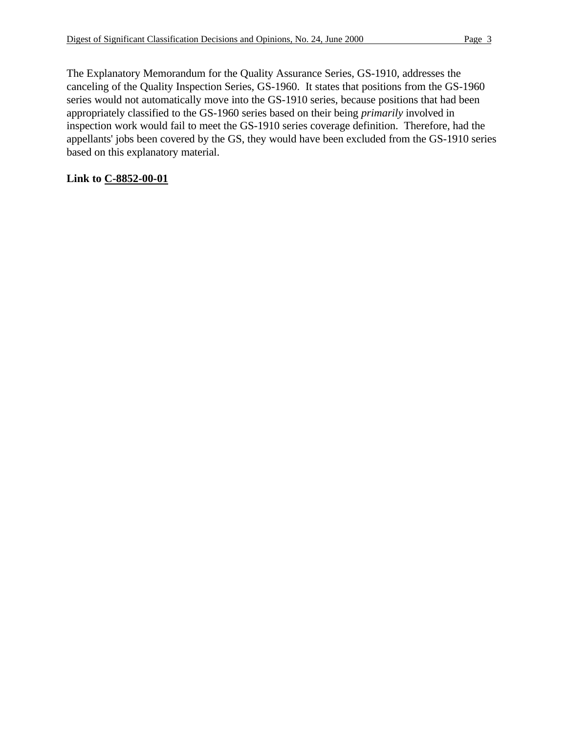The Explanatory Memorandum for the Quality Assurance Series, GS-1910, addresses the canceling of the Quality Inspection Series, GS-1960. It states that positions from the GS-1960 series would not automatically move into the GS-1910 series, because positions that had been appropriately classified to the GS-1960 series based on their being *primarily* involved in inspection work would fail to meet the GS-1910 series coverage definition. Therefore, had the appellants' jobs been covered by the GS, they would have been excluded from the GS-1910 series based on this explanatory material.

**Link to C-8852-00-01**